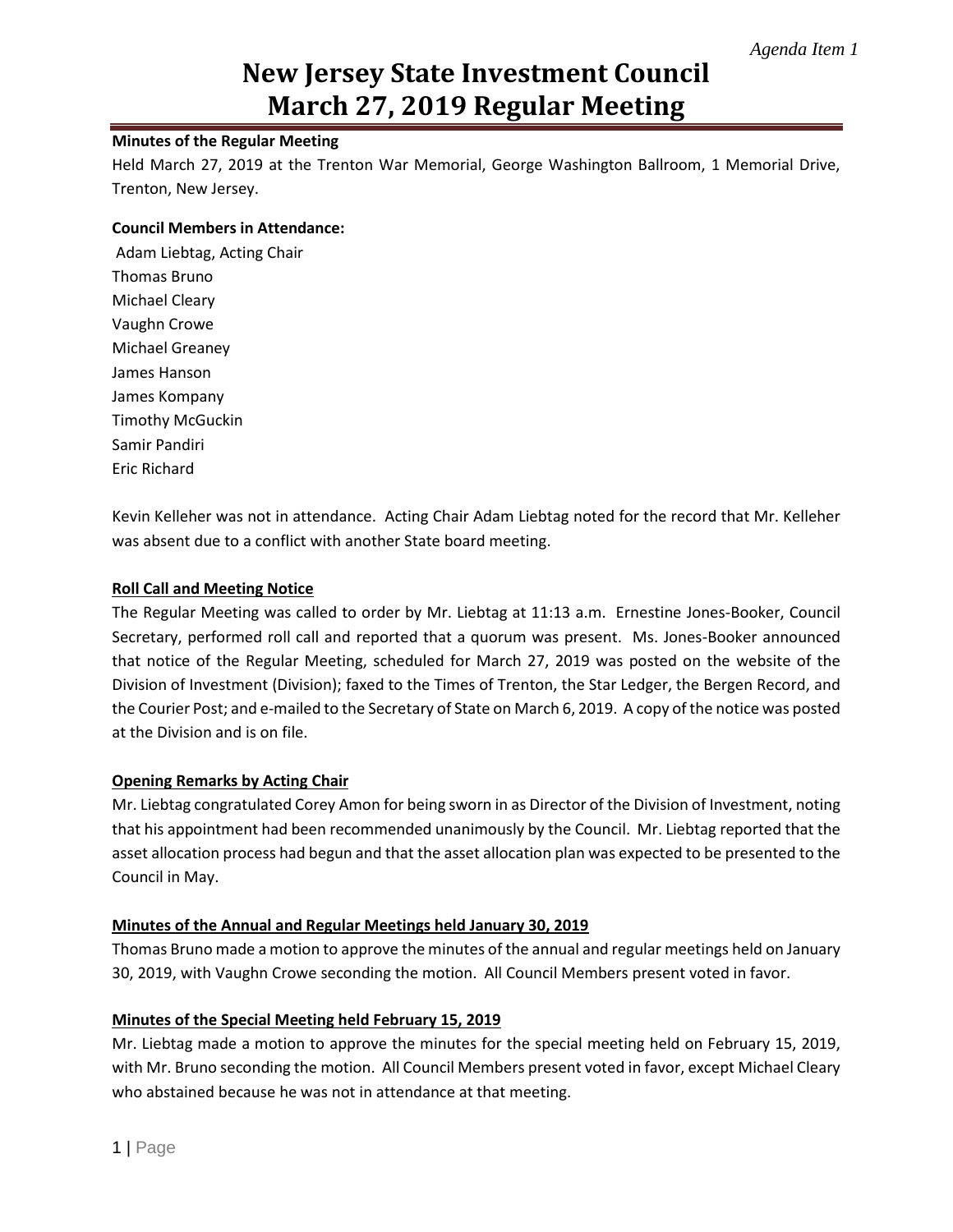*Agenda Item 1*

# New Jersey State Investment Council
# March 27, 2019 Regular Meeting

**Minutes of the Regular Meeting**

Held March 27, 2019 at the Trenton War Memorial, George Washington Ballroom, 1 Memorial Drive, Trenton, New Jersey.

**Council Members in Attendance:**

Adam Liebtag, Acting Chair
Thomas Bruno
Michael Cleary
Vaughn Crowe
Michael Greaney
James Hanson
James Kompany
Timothy McGuckin
Samir Pandiri
Eric Richard

Kevin Kelleher was not in attendance. Acting Chair Adam Liebtag noted for the record that Mr. Kelleher was absent due to a conflict with another State board meeting.

**Roll Call and Meeting Notice**

The Regular Meeting was called to order by Mr. Liebtag at 11:13 a.m. Ernestine Jones-Booker, Council Secretary, performed roll call and reported that a quorum was present. Ms. Jones-Booker announced that notice of the Regular Meeting, scheduled for March 27, 2019 was posted on the website of the Division of Investment (Division); faxed to the Times of Trenton, the Star Ledger, the Bergen Record, and the Courier Post; and e-mailed to the Secretary of State on March 6, 2019. A copy of the notice was posted at the Division and is on file.

**Opening Remarks by Acting Chair**

Mr. Liebtag congratulated Corey Amon for being sworn in as Director of the Division of Investment, noting that his appointment had been recommended unanimously by the Council. Mr. Liebtag reported that the asset allocation process had begun and that the asset allocation plan was expected to be presented to the Council in May.

**Minutes of the Annual and Regular Meetings held January 30, 2019**

Thomas Bruno made a motion to approve the minutes of the annual and regular meetings held on January 30, 2019, with Vaughn Crowe seconding the motion. All Council Members present voted in favor.

**Minutes of the Special Meeting held February 15, 2019**

Mr. Liebtag made a motion to approve the minutes for the special meeting held on February 15, 2019, with Mr. Bruno seconding the motion. All Council Members present voted in favor, except Michael Cleary who abstained because he was not in attendance at that meeting.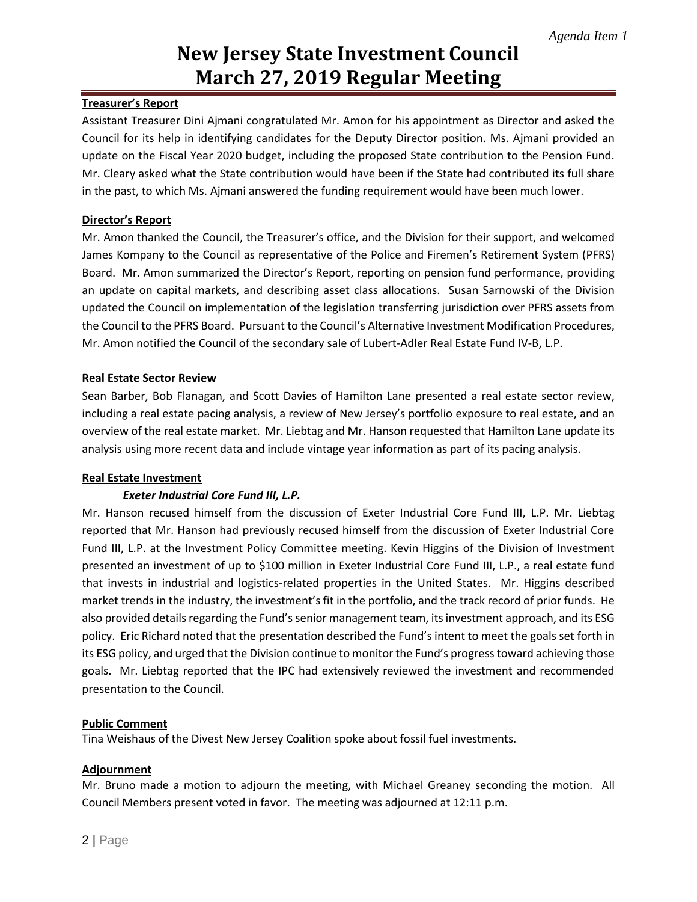*Agenda Item 1*

# New Jersey State Investment Council March 27, 2019 Regular Meeting

**Treasurer's Report**

Assistant Treasurer Dini Ajmani congratulated Mr. Amon for his appointment as Director and asked the Council for its help in identifying candidates for the Deputy Director position. Ms. Ajmani provided an update on the Fiscal Year 2020 budget, including the proposed State contribution to the Pension Fund. Mr. Cleary asked what the State contribution would have been if the State had contributed its full share in the past, to which Ms. Ajmani answered the funding requirement would have been much lower.

**Director's Report**

Mr. Amon thanked the Council, the Treasurer's office, and the Division for their support, and welcomed James Kompany to the Council as representative of the Police and Firemen's Retirement System (PFRS) Board. Mr. Amon summarized the Director's Report, reporting on pension fund performance, providing an update on capital markets, and describing asset class allocations. Susan Sarnowski of the Division updated the Council on implementation of the legislation transferring jurisdiction over PFRS assets from the Council to the PFRS Board. Pursuant to the Council's Alternative Investment Modification Procedures, Mr. Amon notified the Council of the secondary sale of Lubert-Adler Real Estate Fund IV-B, L.P.

**Real Estate Sector Review**

Sean Barber, Bob Flanagan, and Scott Davies of Hamilton Lane presented a real estate sector review, including a real estate pacing analysis, a review of New Jersey's portfolio exposure to real estate, and an overview of the real estate market. Mr. Liebtag and Mr. Hanson requested that Hamilton Lane update its analysis using more recent data and include vintage year information as part of its pacing analysis.

**Real Estate Investment**

***Exeter Industrial Core Fund III, L.P.***

Mr. Hanson recused himself from the discussion of Exeter Industrial Core Fund III, L.P. Mr. Liebtag reported that Mr. Hanson had previously recused himself from the discussion of Exeter Industrial Core Fund III, L.P. at the Investment Policy Committee meeting. Kevin Higgins of the Division of Investment presented an investment of up to $100 million in Exeter Industrial Core Fund III, L.P., a real estate fund that invests in industrial and logistics-related properties in the United States. Mr. Higgins described market trends in the industry, the investment's fit in the portfolio, and the track record of prior funds. He also provided details regarding the Fund's senior management team, its investment approach, and its ESG policy. Eric Richard noted that the presentation described the Fund's intent to meet the goals set forth in its ESG policy, and urged that the Division continue to monitor the Fund's progress toward achieving those goals. Mr. Liebtag reported that the IPC had extensively reviewed the investment and recommended presentation to the Council.

**Public Comment**

Tina Weishaus of the Divest New Jersey Coalition spoke about fossil fuel investments.

**Adjournment**

Mr. Bruno made a motion to adjourn the meeting, with Michael Greaney seconding the motion. All Council Members present voted in favor. The meeting was adjourned at 12:11 p.m.